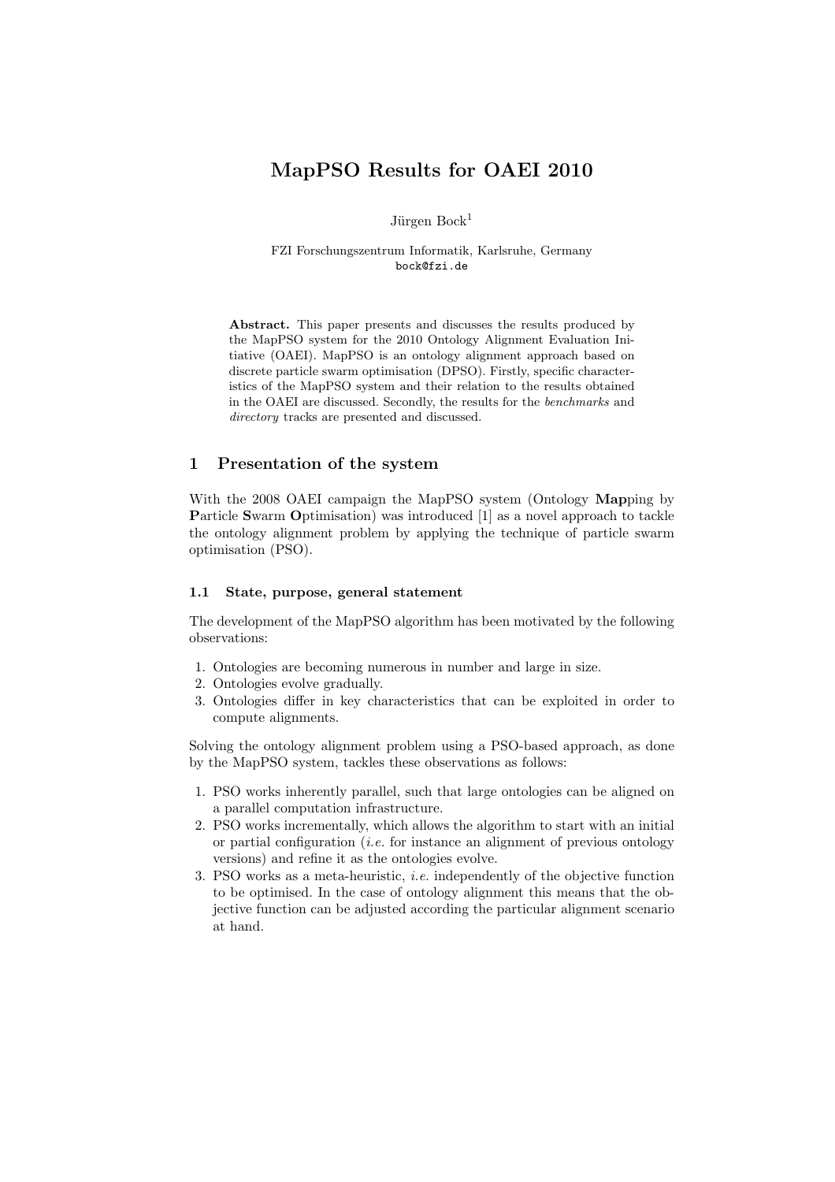# MapPSO Results for OAEI 2010

Jürgen Bock[1]

FZI Forschungszentrum Informatik, Karlsruhe, Germany
bock@fzi.de

**Abstract.** This paper presents and discusses the results produced by the MapPSO system for the 2010 Ontology Alignment Evaluation Initiative (OAEI). MapPSO is an ontology alignment approach based on discrete particle swarm optimisation (DPSO). Firstly, specific characteristics of the MapPSO system and their relation to the results obtained in the OAEI are discussed. Secondly, the results for the *benchmarks* and *directory* tracks are presented and discussed.

## 1 Presentation of the system

With the 2008 OAEI campaign the MapPSO system (Ontology **Map**ping by **P**article **S**warm **O**ptimisation) was introduced [1] as a novel approach to tackle the ontology alignment problem by applying the technique of particle swarm optimisation (PSO).

### 1.1 State, purpose, general statement

The development of the MapPSO algorithm has been motivated by the following observations:

1. Ontologies are becoming numerous in number and large in size.
2. Ontologies evolve gradually.
3. Ontologies differ in key characteristics that can be exploited in order to compute alignments.

Solving the ontology alignment problem using a PSO-based approach, as done by the MapPSO system, tackles these observations as follows:

1. PSO works inherently parallel, such that large ontologies can be aligned on a parallel computation infrastructure.
2. PSO works incrementally, which allows the algorithm to start with an initial or partial configuration (*i.e.* for instance an alignment of previous ontology versions) and refine it as the ontologies evolve.
3. PSO works as a meta-heuristic, *i.e.* independently of the objective function to be optimised. In the case of ontology alignment this means that the objective function can be adjusted according the particular alignment scenario at hand.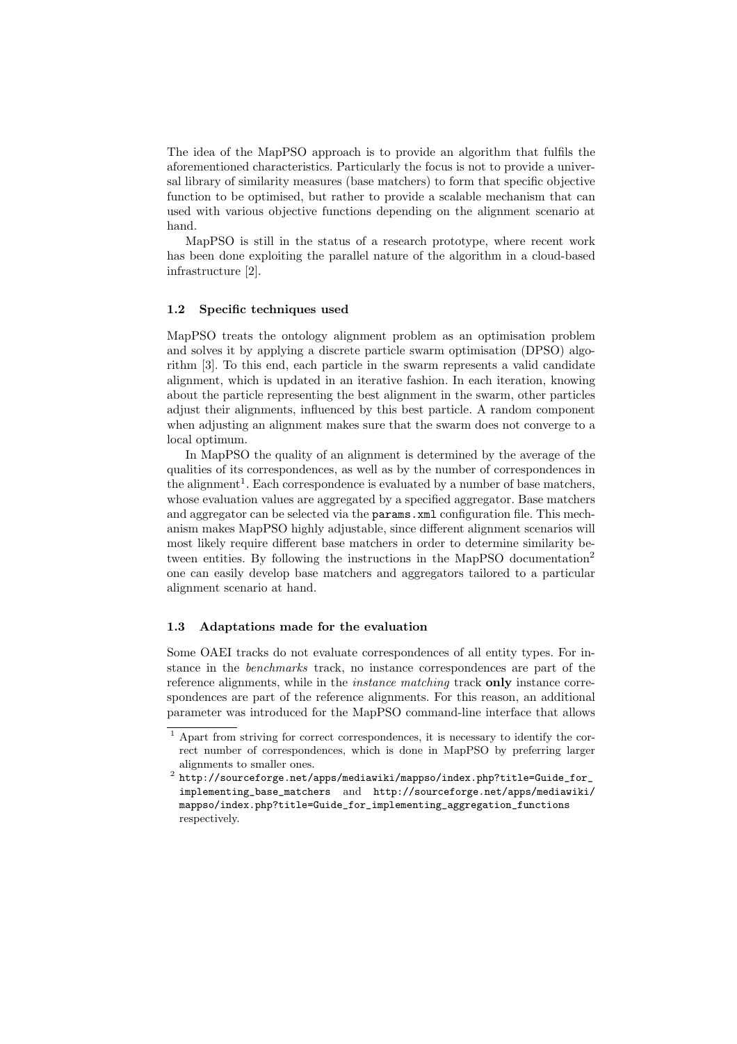The idea of the MapPSO approach is to provide an algorithm that fulfils the aforementioned characteristics. Particularly the focus is not to provide a universal library of similarity measures (base matchers) to form that specific objective function to be optimised, but rather to provide a scalable mechanism that can used with various objective functions depending on the alignment scenario at hand.

MapPSO is still in the status of a research prototype, where recent work has been done exploiting the parallel nature of the algorithm in a cloud-based infrastructure [2].

### 1.2 Specific techniques used

MapPSO treats the ontology alignment problem as an optimisation problem and solves it by applying a discrete particle swarm optimisation (DPSO) algorithm [3]. To this end, each particle in the swarm represents a valid candidate alignment, which is updated in an iterative fashion. In each iteration, knowing about the particle representing the best alignment in the swarm, other particles adjust their alignments, influenced by this best particle. A random component when adjusting an alignment makes sure that the swarm does not converge to a local optimum.

In MapPSO the quality of an alignment is determined by the average of the qualities of its correspondences, as well as by the number of correspondences in the alignment[1]. Each correspondence is evaluated by a number of base matchers, whose evaluation values are aggregated by a specified aggregator. Base matchers and aggregator can be selected via the `params.xml` configuration file. This mechanism makes MapPSO highly adjustable, since different alignment scenarios will most likely require different base matchers in order to determine similarity between entities. By following the instructions in the MapPSO documentation[2] one can easily develop base matchers and aggregators tailored to a particular alignment scenario at hand.

### 1.3 Adaptations made for the evaluation

Some OAEI tracks do not evaluate correspondences of all entity types. For instance in the *benchmarks* track, no instance correspondences are part of the reference alignments, while in the *instance matching* track **only** instance correspondences are part of the reference alignments. For this reason, an additional parameter was introduced for the MapPSO command-line interface that allows

---

[1] Apart from striving for correct correspondences, it is necessary to identify the correct number of correspondences, which is done in MapPSO by preferring larger alignments to smaller ones.

[2] `http://sourceforge.net/apps/mediawiki/mappso/index.php?title=Guide_for_implementing_base_matchers` and `http://sourceforge.net/apps/mediawiki/mappso/index.php?title=Guide_for_implementing_aggregation_functions` respectively.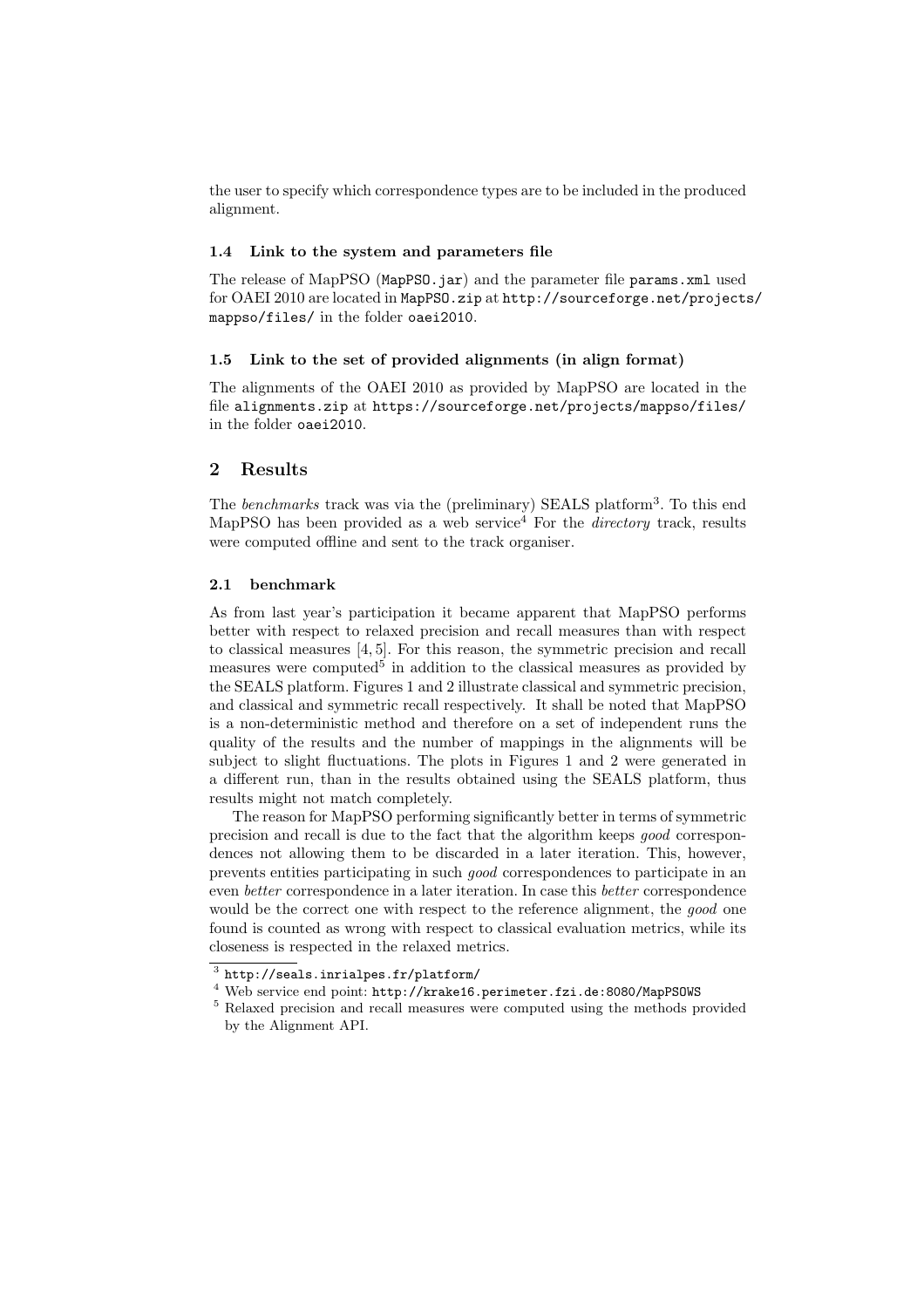the user to specify which correspondence types are to be included in the produced alignment.

### 1.4 Link to the system and parameters file

The release of MapPSO (`MapPSO.jar`) and the parameter file `params.xml` used for OAEI 2010 are located in `MapPSO.zip` at `http://sourceforge.net/projects/mappso/files/` in the folder `oaei2010`.

### 1.5 Link to the set of provided alignments (in align format)

The alignments of the OAEI 2010 as provided by MapPSO are located in the file `alignments.zip` at `https://sourceforge.net/projects/mappso/files/` in the folder `oaei2010`.

## 2 Results

The *benchmarks* track was via the (preliminary) SEALS platform[3]. To this end MapPSO has been provided as a web service[4] For the *directory* track, results were computed offline and sent to the track organiser.

### 2.1 benchmark

As from last year's participation it became apparent that MapPSO performs better with respect to relaxed precision and recall measures than with respect to classical measures [4, 5]. For this reason, the symmetric precision and recall measures were computed[5] in addition to the classical measures as provided by the SEALS platform. Figures 1 and 2 illustrate classical and symmetric precision, and classical and symmetric recall respectively. It shall be noted that MapPSO is a non-deterministic method and therefore on a set of independent runs the quality of the results and the number of mappings in the alignments will be subject to slight fluctuations. The plots in Figures 1 and 2 were generated in a different run, than in the results obtained using the SEALS platform, thus results might not match completely.

The reason for MapPSO performing significantly better in terms of symmetric precision and recall is due to the fact that the algorithm keeps *good* correspondences not allowing them to be discarded in a later iteration. This, however, prevents entities participating in such *good* correspondences to participate in an even *better* correspondence in a later iteration. In case this *better* correspondence would be the correct one with respect to the reference alignment, the *good* one found is counted as wrong with respect to classical evaluation metrics, while its closeness is respected in the relaxed metrics.

---

[3] `http://seals.inrialpes.fr/platform/`

[4] Web service end point: `http://krake16.perimeter.fzi.de:8080/MapPSOWS`

[5] Relaxed precision and recall measures were computed using the methods provided by the Alignment API.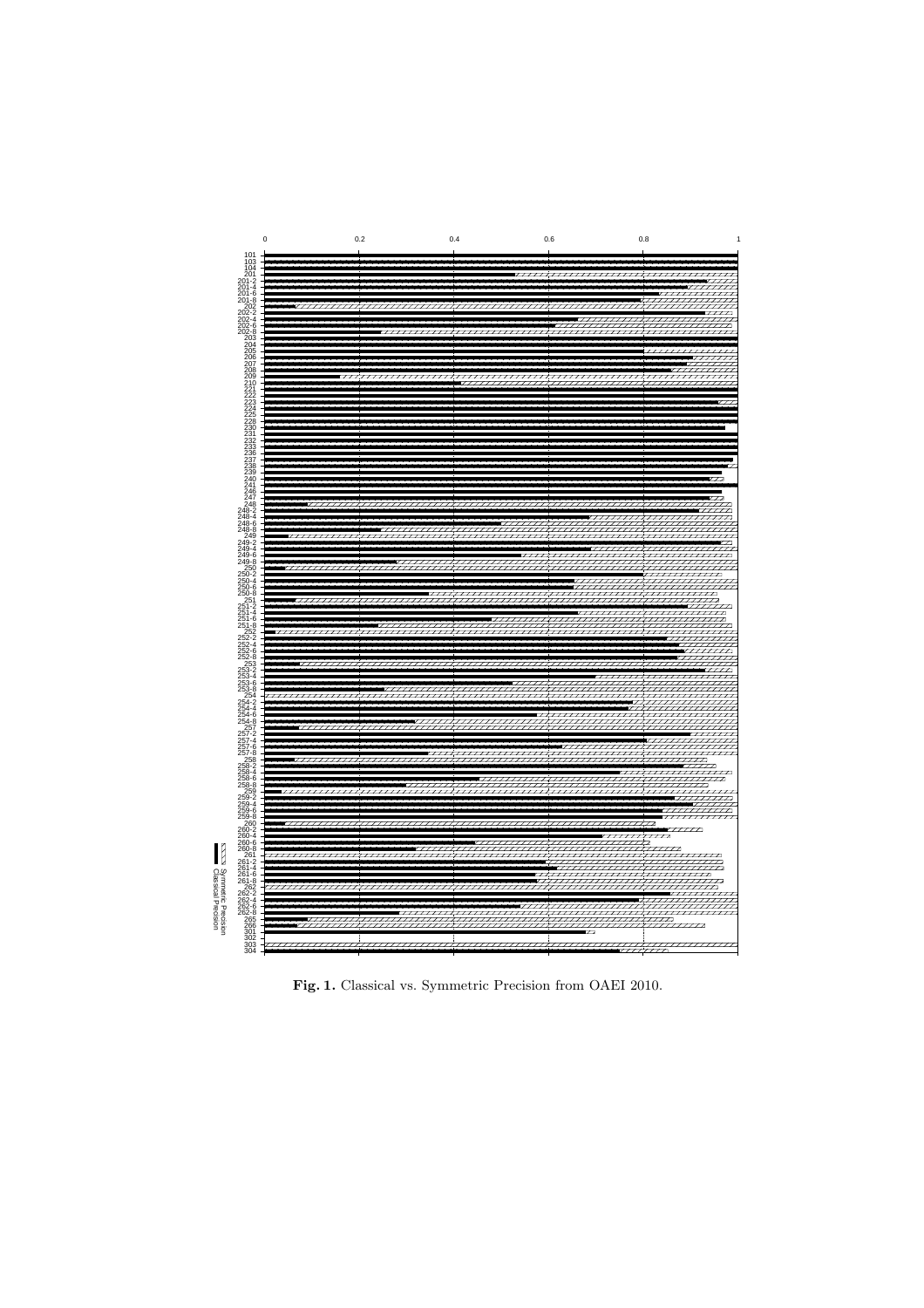Fig. 1. Classical vs. Symmetric Precision from OAEI 2010.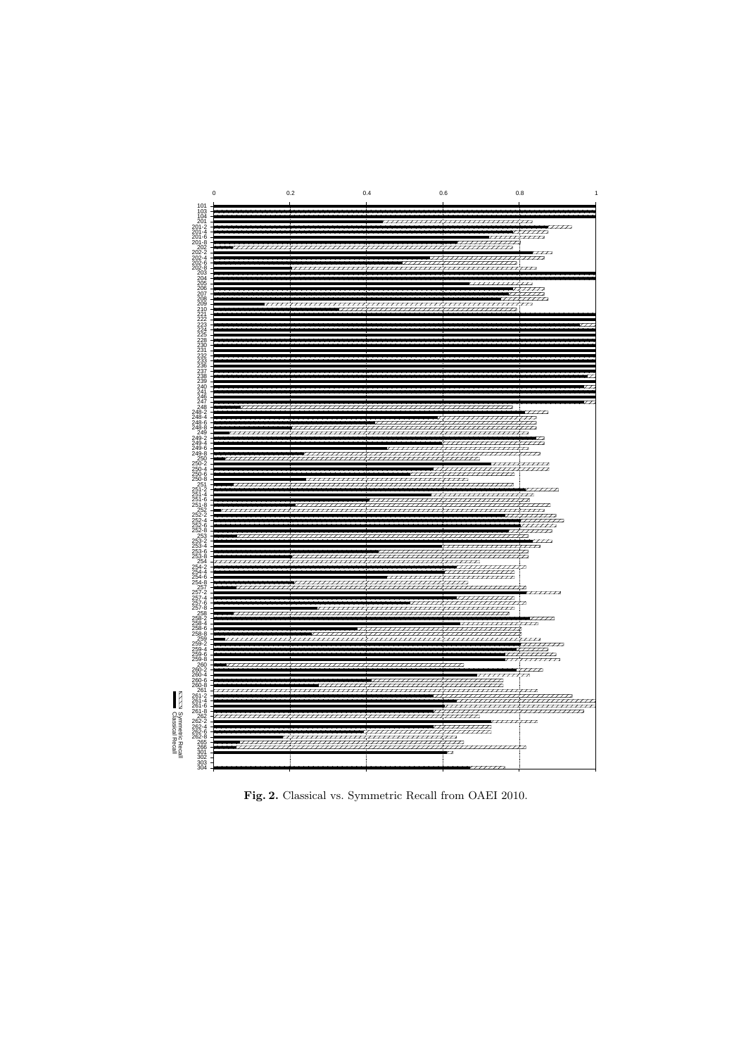**Fig. 2.** Classical vs. Symmetric Recall from OAEI 2010.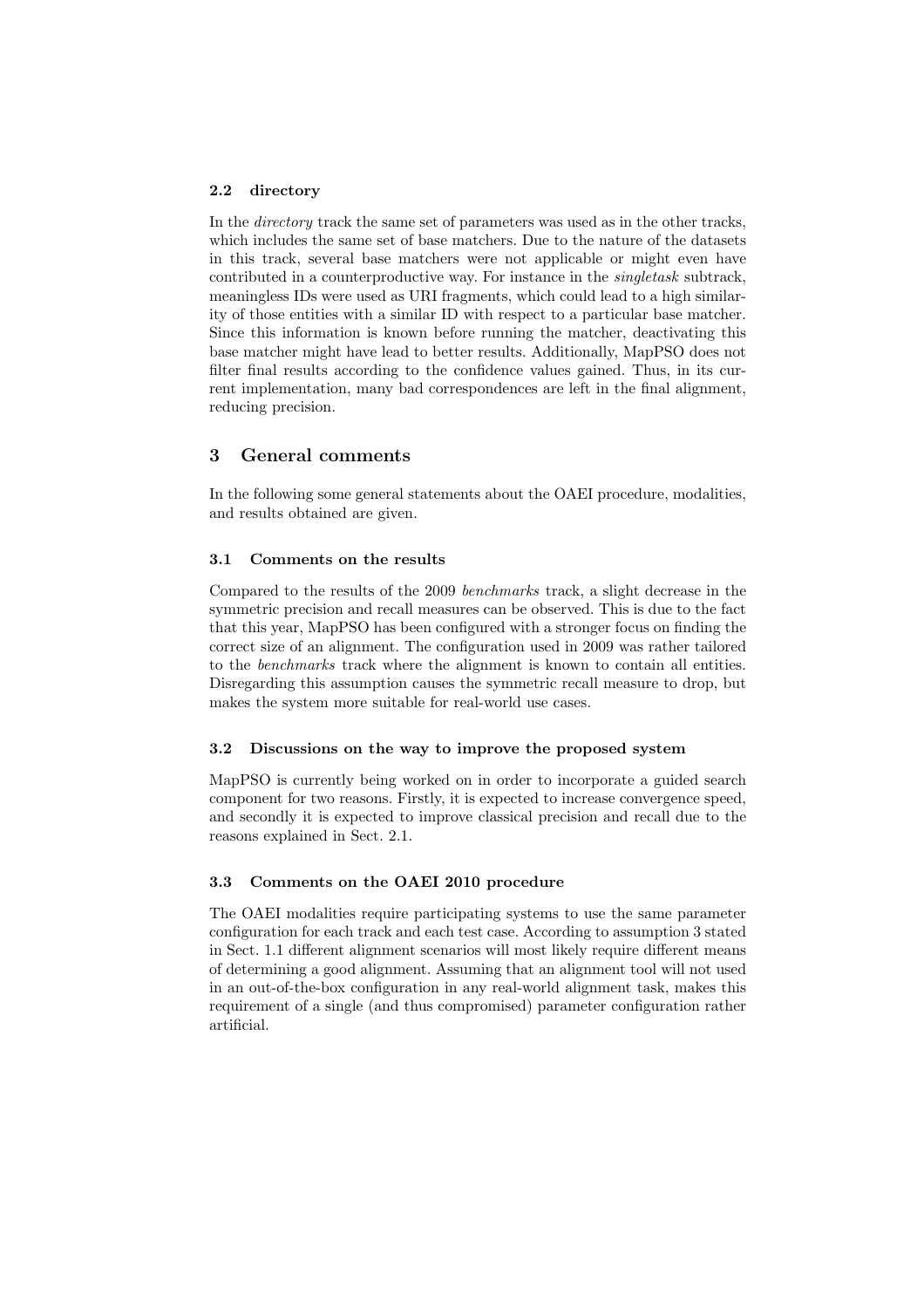### 2.2 directory

In the *directory* track the same set of parameters was used as in the other tracks, which includes the same set of base matchers. Due to the nature of the datasets in this track, several base matchers were not applicable or might even have contributed in a counterproductive way. For instance in the *singletask* subtrack, meaningless IDs were used as URI fragments, which could lead to a high similarity of those entities with a similar ID with respect to a particular base matcher. Since this information is known before running the matcher, deactivating this base matcher might have lead to better results. Additionally, MapPSO does not filter final results according to the confidence values gained. Thus, in its current implementation, many bad correspondences are left in the final alignment, reducing precision.

## 3 General comments

In the following some general statements about the OAEI procedure, modalities, and results obtained are given.

### 3.1 Comments on the results

Compared to the results of the 2009 *benchmarks* track, a slight decrease in the symmetric precision and recall measures can be observed. This is due to the fact that this year, MapPSO has been configured with a stronger focus on finding the correct size of an alignment. The configuration used in 2009 was rather tailored to the *benchmarks* track where the alignment is known to contain all entities. Disregarding this assumption causes the symmetric recall measure to drop, but makes the system more suitable for real-world use cases.

### 3.2 Discussions on the way to improve the proposed system

MapPSO is currently being worked on in order to incorporate a guided search component for two reasons. Firstly, it is expected to increase convergence speed, and secondly it is expected to improve classical precision and recall due to the reasons explained in Sect. 2.1.

### 3.3 Comments on the OAEI 2010 procedure

The OAEI modalities require participating systems to use the same parameter configuration for each track and each test case. According to assumption 3 stated in Sect. 1.1 different alignment scenarios will most likely require different means of determining a good alignment. Assuming that an alignment tool will not used in an out-of-the-box configuration in any real-world alignment task, makes this requirement of a single (and thus compromised) parameter configuration rather artificial.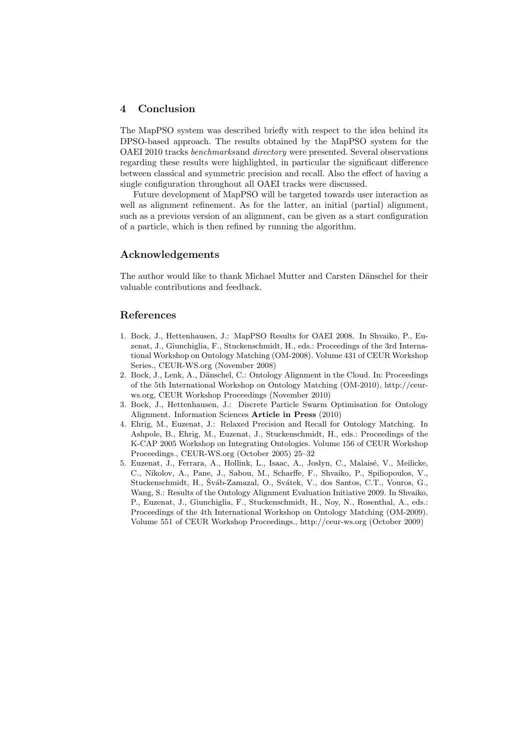## 4 Conclusion

The MapPSO system was described briefly with respect to the idea behind its DPSO-based approach. The results obtained by the MapPSO system for the OAEI 2010 tracks *benchmarks*and *directory* were presented. Several observations regarding these results were highlighted, in particular the significant difference between classical and symmetric precision and recall. Also the effect of having a single configuration throughout all OAEI tracks were discussed.

Future development of MapPSO will be targeted towards user interaction as well as alignment refinement. As for the latter, an initial (partial) alignment, such as a previous version of an alignment, can be given as a start configuration of a particle, which is then refined by running the algorithm.

## Acknowledgements

The author would like to thank Michael Mutter and Carsten Dänschel for their valuable contributions and feedback.

## References

1. Bock, J., Hettenhausen, J.: MapPSO Results for OAEI 2008. In Shvaiko, P., Euzenat, J., Giunchiglia, F., Stuckenschmidt, H., eds.: Proceedings of the 3rd International Workshop on Ontology Matching (OM-2008). Volume 431 of CEUR Workshop Series., CEUR-WS.org (November 2008)
2. Bock, J., Lenk, A., Dänschel, C.: Ontology Alignment in the Cloud. In: Proceedings of the 5th International Workshop on Ontology Matching (OM-2010), http://ceur-ws.org, CEUR Workshop Proceedings (November 2010)
3. Bock, J., Hettenhausen, J.: Discrete Particle Swarm Optimisation for Ontology Alignment. Information Sciences **Article in Press** (2010)
4. Ehrig, M., Euzenat, J.: Relaxed Precision and Recall for Ontology Matching. In Ashpole, B., Ehrig, M., Euzenat, J., Stuckenschmidt, H., eds.: Proceedings of the K-CAP 2005 Workshop on Integrating Ontologies. Volume 156 of CEUR Workshop Proceedings., CEUR-WS.org (October 2005) 25–32
5. Euzenat, J., Ferrara, A., Hollink, L., Isaac, A., Joslyn, C., Malaisé, V., Meilicke, C., Nikolov, A., Pane, J., Sabou, M., Scharffe, F., Shvaiko, P., Spiliopoulos, V., Stuckenschmidt, H., Šváb-Zamazal, O., Svátek, V., dos Santos, C.T., Vouros, G., Wang, S.: Results of the Ontology Alignment Evaluation Initiative 2009. In Shvaiko, P., Euzenat, J., Giunchiglia, F., Stuckenschmidt, H., Noy, N., Rosenthal, A., eds.: Proceedings of the 4th International Workshop on Ontology Matching (OM-2009). Volume 551 of CEUR Workshop Proceedings., http://ceur-ws.org (October 2009)